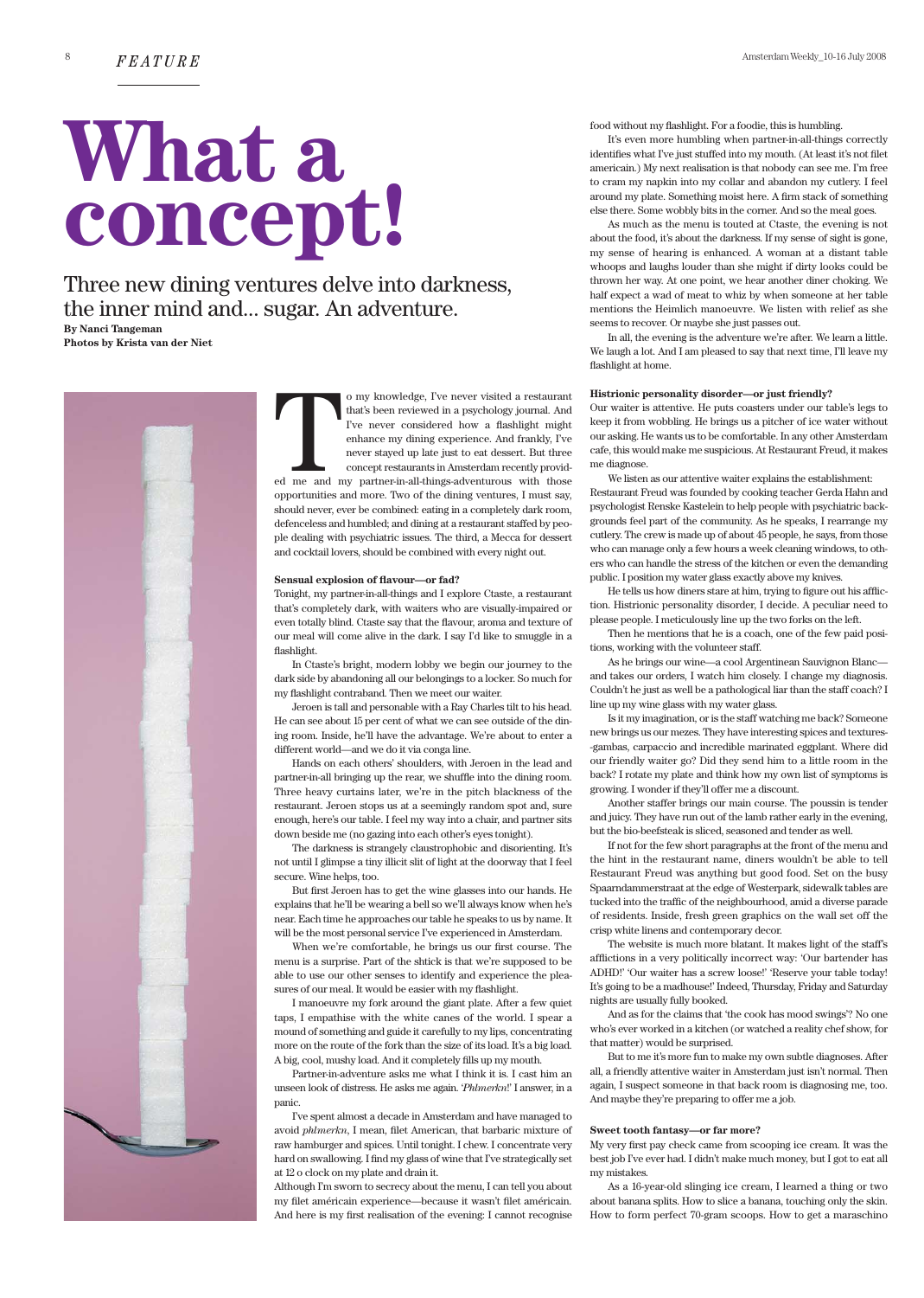# What a concept!

Three new dining ventures delve into darkness, the inner mind and... sugar. An adventure.

**By Nanci Tangeman**
**Photos by Krista van der Niet**

To my knowledge, I've never visited a restaurant that's been reviewed in a psychology journal. And I've never considered how a flashlight might enhance my dining experience. And frankly, I've never stayed up late just to eat dessert. But three concept restaurants in Amsterdam recently provided me and my partner-in-all-things-adventurous with those opportunities and more. Two of the dining ventures, I must say, should never, ever be combined: eating in a completely dark room, defenceless and humbled; and dining at a restaurant staffed by people dealing with psychiatric issues. The third, a Mecca for dessert and cocktail lovers, should be combined with every night out.

**Sensual explosion of flavour—or fad?**

Tonight, my partner-in-all-things and I explore Ctaste, a restaurant that's completely dark, with waiters who are visually-impaired or even totally blind. Ctaste say that the flavour, aroma and texture of our meal will come alive in the dark. I say I'd like to smuggle in a flashlight.

In Ctaste's bright, modern lobby we begin our journey to the dark side by abandoning all our belongings to a locker. So much for my flashlight contraband. Then we meet our waiter.

Jeroen is tall and personable with a Ray Charles tilt to his head. He can see about 15 per cent of what we can see outside of the dining room. Inside, he'll have the advantage. We're about to enter a different world—and we do it via conga line.

Hands on each others' shoulders, with Jeroen in the lead and partner-in-all bringing up the rear, we shuffle into the dining room. Three heavy curtains later, we're in the pitch blackness of the restaurant. Jeroen stops us at a seemingly random spot and, sure enough, here's our table. I feel my way into a chair, and partner sits down beside me (no gazing into each other's eyes tonight).

The darkness is strangely claustrophobic and disorienting. It's not until I glimpse a tiny illicit slit of light at the doorway that I feel secure. Wine helps, too.

But first Jeroen has to get the wine glasses into our hands. He explains that he'll be wearing a bell so we'll always know when he's near. Each time he approaches our table he speaks to us by name. It will be the most personal service I've experienced in Amsterdam.

When we're comfortable, he brings us our first course. The menu is a surprise. Part of the shtick is that we're supposed to be able to use our other senses to identify and experience the pleasures of our meal. It would be easier with my flashlight.

I manoeuvre my fork around the giant plate. After a few quiet taps, I empathise with the white canes of the world. I spear a mound of something and guide it carefully to my lips, concentrating more on the route of the fork than the size of its load. It's a big load. A big, cool, mushy load. And it completely fills up my mouth.

Partner-in-adventure asks me what I think it is. I cast him an unseen look of distress. He asks me again. '*Phlmerkn*!' I answer, in a panic.

I've spent almost a decade in Amsterdam and have managed to avoid *phlmerkn*, I mean, filet American, that barbaric mixture of raw hamburger and spices. Until tonight. I chew. I concentrate very hard on swallowing. I find my glass of wine that I've strategically set at 12 o clock on my plate and drain it.

Although I'm sworn to secrecy about the menu, I can tell you about my filet américain experience—because it wasn't filet américain. And here is my first realisation of the evening: I cannot recognise food without my flashlight. For a foodie, this is humbling.

It's even more humbling when partner-in-all-things correctly identifies what I've just stuffed into my mouth. (At least it's not filet americain.) My next realisation is that nobody can see me. I'm free to cram my napkin into my collar and abandon my cutlery. I feel around my plate. Something moist here. A firm stack of something else there. Some wobbly bits in the corner. And so the meal goes.

As much as the menu is touted at Ctaste, the evening is not about the food, it's about the darkness. If my sense of sight is gone, my sense of hearing is enhanced. A woman at a distant table whoops and laughs louder than she might if dirty looks could be thrown her way. At one point, we hear another diner choking. We half expect a wad of meat to whiz by when someone at her table mentions the Heimlich manoeuvre. We listen with relief as she seems to recover. Or maybe she just passes out.

In all, the evening is the adventure we're after. We learn a little. We laugh a lot. And I am pleased to say that next time, I'll leave my flashlight at home.

**Histrionic personality disorder—or just friendly?**

Our waiter is attentive. He puts coasters under our table's legs to keep it from wobbling. He brings us a pitcher of ice water without our asking. He wants us to be comfortable. In any other Amsterdam cafe, this would make me suspicious. At Restaurant Freud, it makes me diagnose.

We listen as our attentive waiter explains the establishment: Restaurant Freud was founded by cooking teacher Gerda Hahn and psychologist Renske Kastelein to help people with psychiatric backgrounds feel part of the community. As he speaks, I rearrange my cutlery. The crew is made up of about 45 people, he says, from those who can manage only a few hours a week cleaning windows, to others who can handle the stress of the kitchen or even the demanding public. I position my water glass exactly above my knives.

He tells us how diners stare at him, trying to figure out his affliction. Histrionic personality disorder, I decide. A peculiar need to please people. I meticulously line up the two forks on the left.

Then he mentions that he is a coach, one of the few paid positions, working with the volunteer staff.

As he brings our wine—a cool Argentinean Sauvignon Blanc—and takes our orders, I watch him closely. I change my diagnosis. Couldn't he just as well be a pathological liar than the staff coach? I line up my wine glass with my water glass.

Is it my imagination, or is the staff watching me back? Someone new brings us our mezes. They have interesting spices and textures--gambas, carpaccio and incredible marinated eggplant. Where did our friendly waiter go? Did they send him to a little room in the back? I rotate my plate and think how my own list of symptoms is growing. I wonder if they'll offer me a discount.

Another staffer brings our main course. The poussin is tender and juicy. They have run out of the lamb rather early in the evening, but the bio-beefsteak is sliced, seasoned and tender as well.

If not for the few short paragraphs at the front of the menu and the hint in the restaurant name, diners wouldn't be able to tell Restaurant Freud was anything but good food. Set on the busy Spaarndammerstraat at the edge of Westerpark, sidewalk tables are tucked into the traffic of the neighbourhood, amid a diverse parade of residents. Inside, fresh green graphics on the wall set off the crisp white linens and contemporary decor.

The website is much more blatant. It makes light of the staff's afflictions in a very politically incorrect way: 'Our bartender has ADHD!' 'Our waiter has a screw loose!' 'Reserve your table today! It's going to be a madhouse!' Indeed, Thursday, Friday and Saturday nights are usually fully booked.

And as for the claims that 'the cook has mood swings'? No one who's ever worked in a kitchen (or watched a reality chef show, for that matter) would be surprised.

But to me it's more fun to make my own subtle diagnoses. After all, a friendly attentive waiter in Amsterdam just isn't normal. Then again, I suspect someone in that back room is diagnosing me, too. And maybe they're preparing to offer me a job.

**Sweet tooth fantasy—or far more?**

My very first pay check came from scooping ice cream. It was the best job I've ever had. I didn't make much money, but I got to eat all my mistakes.

As a 16-year-old slinging ice cream, I learned a thing or two about banana splits. How to slice a banana, touching only the skin. How to form perfect 70-gram scoops. How to get a maraschino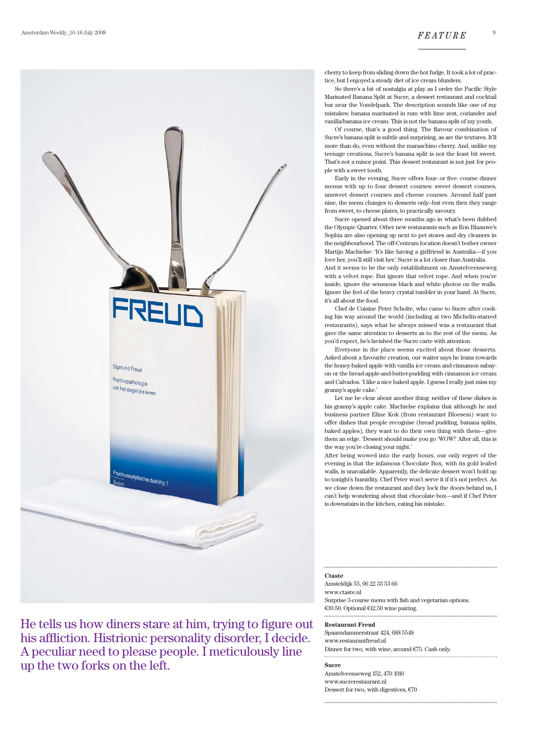cherry to keep from sliding down the hot fudge. It took a lot of practice, but I enjoyed a steady diet of ice cream blunders.

So there's a bit of nostalgia at play as I order the Pacific Style Marinated Banana Split at Sucre, a dessert restaurant and cocktail bar near the Vondelpark. The description sounds like one of my mistakes: banana marinated in rum with lime zest, coriander and vanilla/banana ice cream. This is not the banana split of my youth.

Of course, that's a good thing. The flavour combination of Sucre's banana split is subtle and surprising, as are the textures. It'll more than do, even without the maraschino cherry. And, unlike my teenage creations, Sucre's banana split is not the least bit sweet. That's not a minor point. This dessert restaurant is not just for people with a sweet tooth.

Early in the evening, Sucre offers four- or five- course dinner menus with up to four dessert courses: sweet dessert courses, unsweet dessert courses and cheese courses. Around half past nine, the menu changes to desserts only–but even then they range from sweet, to cheese plates, to practically savoury.

Sucre opened about three months ago in what's been dubbed the Olympic Quarter. Other new restaurants such as Ron Blaauwe's Sophia are also opening up next to pet stores and dry cleaners in the neighbourhood. The off-Centrum location doesn't bother owner Martijn Machielse: 'It's like having a girlfriend in Australia—if you love her, you'll still visit her.' Sucre is a lot closer than Australia.

And it seems to be the only establishment on Amstelveenseweg with a velvet rope. But ignore that velvet rope. And when you're inside, ignore the sensuous black and white photos on the walls. Ignore the feel of the heavy crystal tumbler in your hand. At Sucre, it's all about the food.

Chef de Cuisine Peter Scholte, who came to Sucre after cooking his way around the world (including at two Michelin-starred restaurants), says what he always missed was a restaurant that gave the same attention to desserts as to the rest of the menu. As you'd expect, he's lavished the Sucre carte with attention.

Everyone in the place seems excited about those desserts. Asked about a favourite creation, our waiter says he leans towards the honey-baked apple with vanilla ice cream and cinnamon sabayon or the bread-apple-and-butter-pudding with cinnamon ice cream and Calvados. 'I like a nice baked apple. I guess I really just miss my granny's apple cake.'

Let me be clear about another thing: neither of these dishes is his granny's apple cake. Machielse explains that although he and business partner Eline Kok (from restaurant Bloesem) want to offer dishes that people recognise (bread pudding, banana splits, baked apples), they want to do their own thing with them—give them an edge. 'Dessert should make you go 'WOW!' After all, this is the way you're closing your night.'

After being wowed into the early hours, our only regret of the evening is that the infamous Chocolate Box, with its gold leafed walls, is unavailable. Apparently, the delicate dessert won't hold up to tonight's humidity. Chef Peter won't serve it if it's not perfect. As we close down the restaurant and they lock the doors behind us, I can't help wondering about that chocolate box—and if Chef Peter is downstairs in the kitchen, eating his mistake.

He tells us how diners stare at him, trying to figure out his affliction. Histrionic personality disorder, I decide. A peculiar need to please people. I meticulously line up the two forks on the left.

---

**Ctaste**
Amsteldijk 55, 06 22 33 53 66
www.ctaste.nl
Surprise 3-course menu with fish and vegetarian options. €39.50. Optional €12.50 wine pairing.

**Restaurant Freud**
Spaarndammerstraat 424, 688 5548
www.restaurantfreud.nl
Dinner for two, with wine, around €75. Cash only.

**Sucre**
Amstelveenseweg 152, 470 1910
www.sucrerestaurant.nl
Dessert for two, with digestives, €70